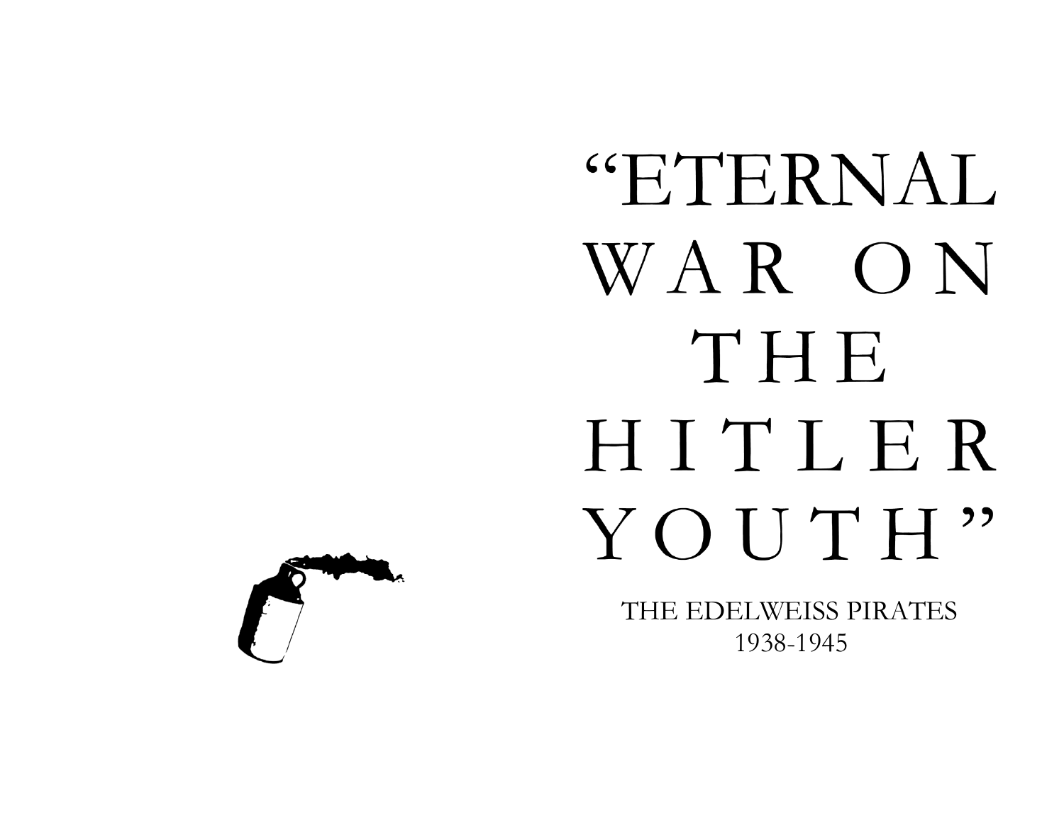# "ETERNAL WAR ON THE HITLER YOUTH"

THE EDELWEISS PIRATES
1938-1945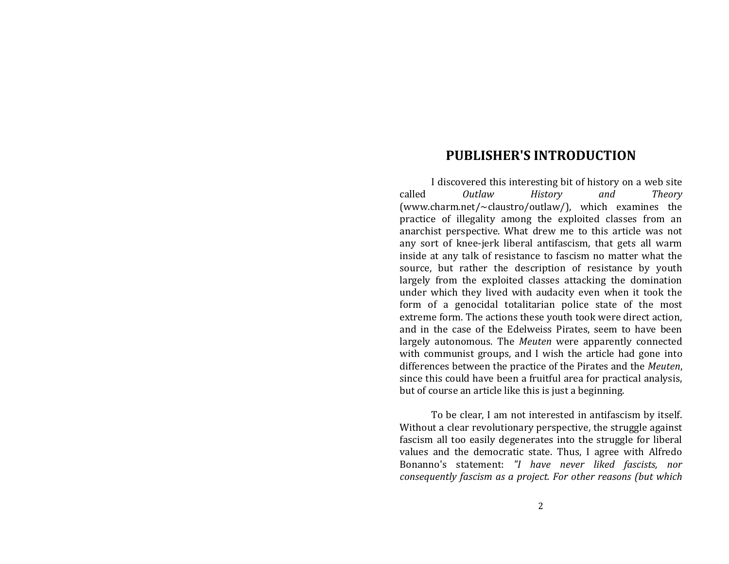# PUBLISHER'S INTRODUCTION

I discovered this interesting bit of history on a web site called *Outlaw History and Theory* (www.charm.net/~claustro/outlaw/), which examines the practice of illegality among the exploited classes from an anarchist perspective. What drew me to this article was not any sort of knee-jerk liberal antifascism, that gets all warm inside at any talk of resistance to fascism no matter what the source, but rather the description of resistance by youth largely from the exploited classes attacking the domination under which they lived with audacity even when it took the form of a genocidal totalitarian police state of the most extreme form. The actions these youth took were direct action, and in the case of the Edelweiss Pirates, seem to have been largely autonomous. The *Meuten* were apparently connected with communist groups, and I wish the article had gone into differences between the practice of the Pirates and the *Meuten*, since this could have been a fruitful area for practical analysis, but of course an article like this is just a beginning.

To be clear, I am not interested in antifascism by itself. Without a clear revolutionary perspective, the struggle against fascism all too easily degenerates into the struggle for liberal values and the democratic state. Thus, I agree with Alfredo Bonanno's statement: *"I have never liked fascists, nor consequently fascism as a project. For other reasons (but which*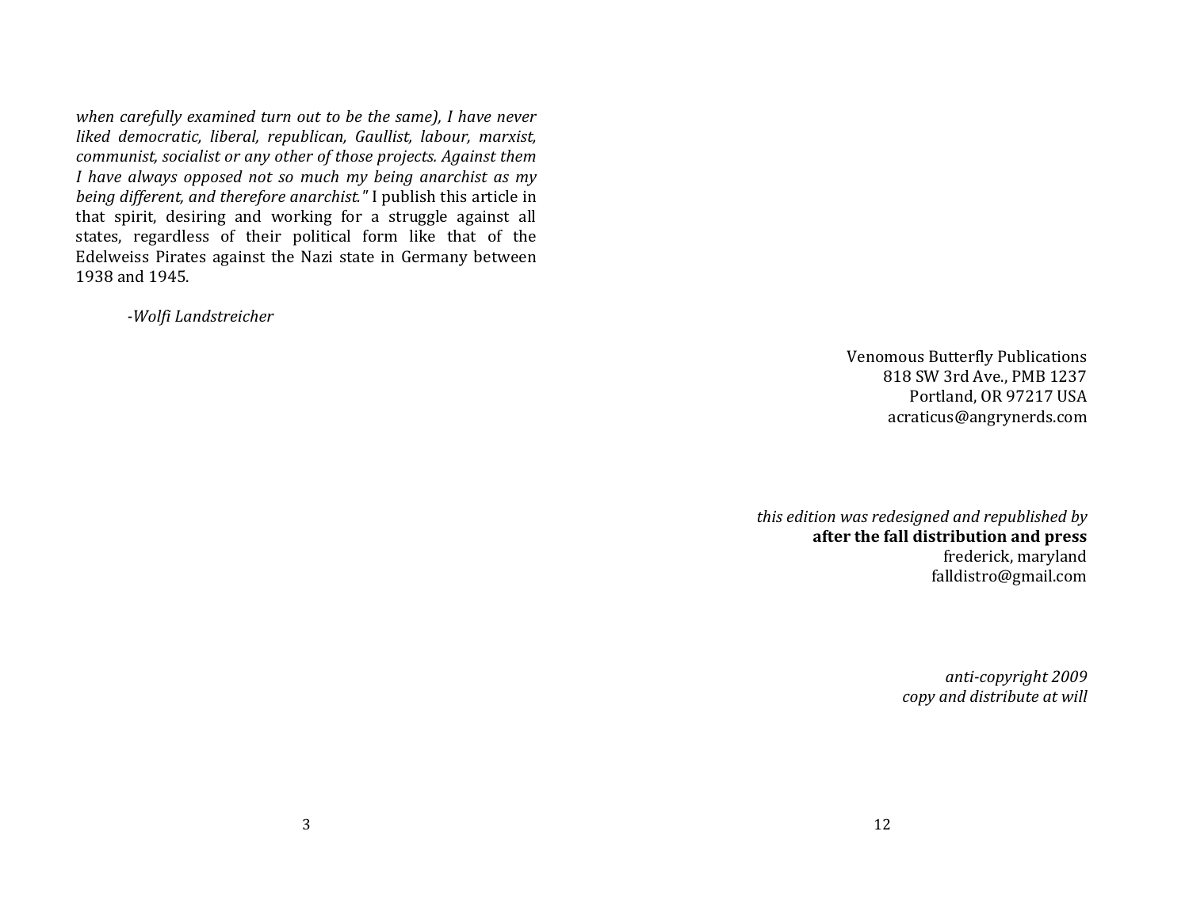*when carefully examined turn out to be the same), I have never liked democratic, liberal, republican, Gaullist, labour, marxist, communist, socialist or any other of those projects. Against them I have always opposed not so much my being anarchist as my being different, and therefore anarchist."* I publish this article in that spirit, desiring and working for a struggle against all states, regardless of their political form like that of the Edelweiss Pirates against the Nazi state in Germany between 1938 and 1945.

*-Wolfi Landstreicher*

Venomous Butterfly Publications
818 SW 3rd Ave., PMB 1237
Portland, OR 97217 USA
acraticus@angrynerds.com

*this edition was redesigned and republished by*
**after the fall distribution and press**
frederick, maryland
falldistro@gmail.com

*anti-copyright 2009*
*copy and distribute at will*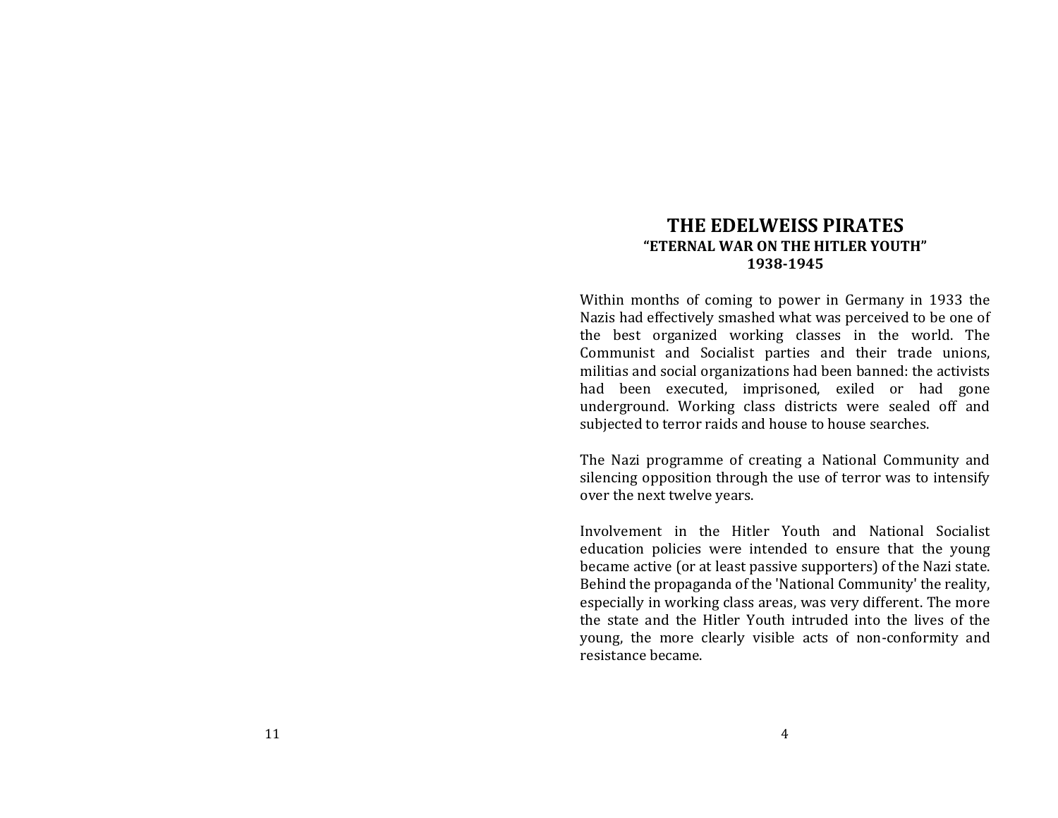# THE EDELWEISS PIRATES

**"ETERNAL WAR ON THE HITLER YOUTH"**

**1938-1945**

Within months of coming to power in Germany in 1933 the Nazis had effectively smashed what was perceived to be one of the best organized working classes in the world. The Communist and Socialist parties and their trade unions, militias and social organizations had been banned: the activists had been executed, imprisoned, exiled or had gone underground. Working class districts were sealed off and subjected to terror raids and house to house searches.

The Nazi programme of creating a National Community and silencing opposition through the use of terror was to intensify over the next twelve years.

Involvement in the Hitler Youth and National Socialist education policies were intended to ensure that the young became active (or at least passive supporters) of the Nazi state. Behind the propaganda of the 'National Community' the reality, especially in working class areas, was very different. The more the state and the Hitler Youth intruded into the lives of the young, the more clearly visible acts of non-conformity and resistance became.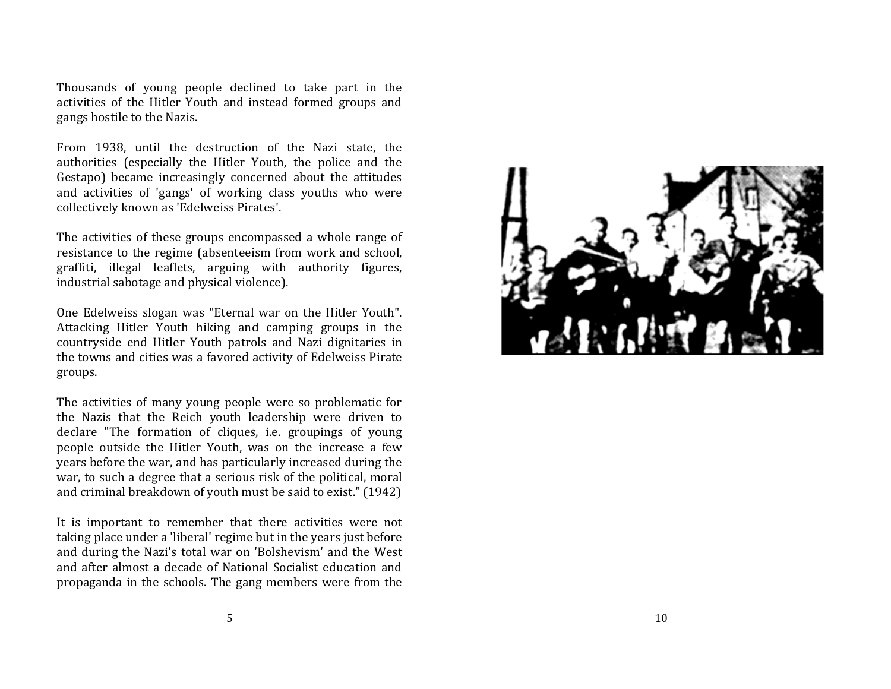Thousands of young people declined to take part in the activities of the Hitler Youth and instead formed groups and gangs hostile to the Nazis.

From 1938, until the destruction of the Nazi state, the authorities (especially the Hitler Youth, the police and the Gestapo) became increasingly concerned about the attitudes and activities of 'gangs' of working class youths who were collectively known as 'Edelweiss Pirates'.

The activities of these groups encompassed a whole range of resistance to the regime (absenteeism from work and school, graffiti, illegal leaflets, arguing with authority figures, industrial sabotage and physical violence).

One Edelweiss slogan was "Eternal war on the Hitler Youth". Attacking Hitler Youth hiking and camping groups in the countryside end Hitler Youth patrols and Nazi dignitaries in the towns and cities was a favored activity of Edelweiss Pirate groups.

The activities of many young people were so problematic for the Nazis that the Reich youth leadership were driven to declare "The formation of cliques, i.e. groupings of young people outside the Hitler Youth, was on the increase a few years before the war, and has particularly increased during the war, to such a degree that a serious risk of the political, moral and criminal breakdown of youth must be said to exist." (1942)

It is important to remember that there activities were not taking place under a 'liberal' regime but in the years just before and during the Nazi's total war on 'Bolshevism' and the West and after almost a decade of National Socialist education and propaganda in the schools. The gang members were from the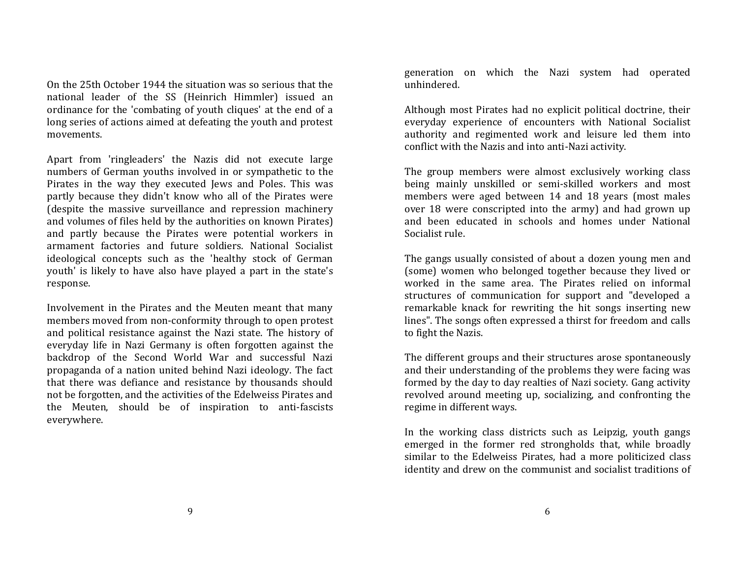On the 25th October 1944 the situation was so serious that the national leader of the SS (Heinrich Himmler) issued an ordinance for the 'combating of youth cliques' at the end of a long series of actions aimed at defeating the youth and protest movements.

Apart from 'ringleaders' the Nazis did not execute large numbers of German youths involved in or sympathetic to the Pirates in the way they executed Jews and Poles. This was partly because they didn't know who all of the Pirates were (despite the massive surveillance and repression machinery and volumes of files held by the authorities on known Pirates) and partly because the Pirates were potential workers in armament factories and future soldiers. National Socialist ideological concepts such as the 'healthy stock of German youth' is likely to have also have played a part in the state's response.

Involvement in the Pirates and the Meuten meant that many members moved from non-conformity through to open protest and political resistance against the Nazi state. The history of everyday life in Nazi Germany is often forgotten against the backdrop of the Second World War and successful Nazi propaganda of a nation united behind Nazi ideology. The fact that there was defiance and resistance by thousands should not be forgotten, and the activities of the Edelweiss Pirates and the Meuten, should be of inspiration to anti-fascists everywhere.

generation on which the Nazi system had operated unhindered.

Although most Pirates had no explicit political doctrine, their everyday experience of encounters with National Socialist authority and regimented work and leisure led them into conflict with the Nazis and into anti-Nazi activity.

The group members were almost exclusively working class being mainly unskilled or semi-skilled workers and most members were aged between 14 and 18 years (most males over 18 were conscripted into the army) and had grown up and been educated in schools and homes under National Socialist rule.

The gangs usually consisted of about a dozen young men and (some) women who belonged together because they lived or worked in the same area. The Pirates relied on informal structures of communication for support and "developed a remarkable knack for rewriting the hit songs inserting new lines". The songs often expressed a thirst for freedom and calls to fight the Nazis.

The different groups and their structures arose spontaneously and their understanding of the problems they were facing was formed by the day to day realties of Nazi society. Gang activity revolved around meeting up, socializing, and confronting the regime in different ways.

In the working class districts such as Leipzig, youth gangs emerged in the former red strongholds that, while broadly similar to the Edelweiss Pirates, had a more politicized class identity and drew on the communist and socialist traditions of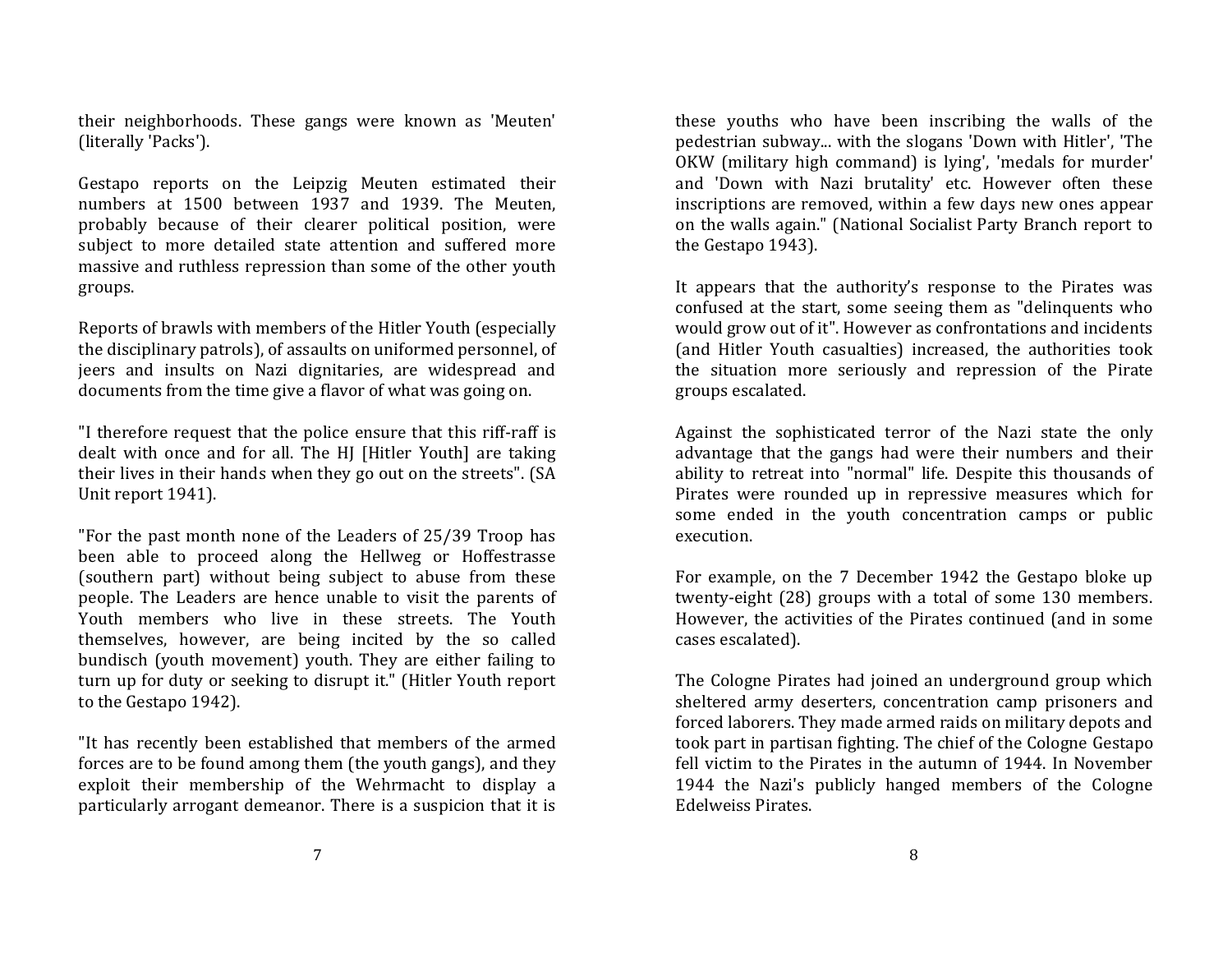their neighborhoods. These gangs were known as 'Meuten' (literally 'Packs').

Gestapo reports on the Leipzig Meuten estimated their numbers at 1500 between 1937 and 1939. The Meuten, probably because of their clearer political position, were subject to more detailed state attention and suffered more massive and ruthless repression than some of the other youth groups.

Reports of brawls with members of the Hitler Youth (especially the disciplinary patrols), of assaults on uniformed personnel, of jeers and insults on Nazi dignitaries, are widespread and documents from the time give a flavor of what was going on.

"I therefore request that the police ensure that this riff-raff is dealt with once and for all. The HJ [Hitler Youth] are taking their lives in their hands when they go out on the streets". (SA Unit report 1941).

"For the past month none of the Leaders of 25/39 Troop has been able to proceed along the Hellweg or Hoffestrasse (southern part) without being subject to abuse from these people. The Leaders are hence unable to visit the parents of Youth members who live in these streets. The Youth themselves, however, are being incited by the so called bundisch (youth movement) youth. They are either failing to turn up for duty or seeking to disrupt it." (Hitler Youth report to the Gestapo 1942).

"It has recently been established that members of the armed forces are to be found among them (the youth gangs), and they exploit their membership of the Wehrmacht to display a particularly arrogant demeanor. There is a suspicion that it is these youths who have been inscribing the walls of the pedestrian subway... with the slogans 'Down with Hitler', 'The OKW (military high command) is lying', 'medals for murder' and 'Down with Nazi brutality' etc. However often these inscriptions are removed, within a few days new ones appear on the walls again." (National Socialist Party Branch report to the Gestapo 1943).

It appears that the authority's response to the Pirates was confused at the start, some seeing them as "delinquents who would grow out of it". However as confrontations and incidents (and Hitler Youth casualties) increased, the authorities took the situation more seriously and repression of the Pirate groups escalated.

Against the sophisticated terror of the Nazi state the only advantage that the gangs had were their numbers and their ability to retreat into "normal" life. Despite this thousands of Pirates were rounded up in repressive measures which for some ended in the youth concentration camps or public execution.

For example, on the 7 December 1942 the Gestapo bloke up twenty-eight (28) groups with a total of some 130 members. However, the activities of the Pirates continued (and in some cases escalated).

The Cologne Pirates had joined an underground group which sheltered army deserters, concentration camp prisoners and forced laborers. They made armed raids on military depots and took part in partisan fighting. The chief of the Cologne Gestapo fell victim to the Pirates in the autumn of 1944. In November 1944 the Nazi's publicly hanged members of the Cologne Edelweiss Pirates.